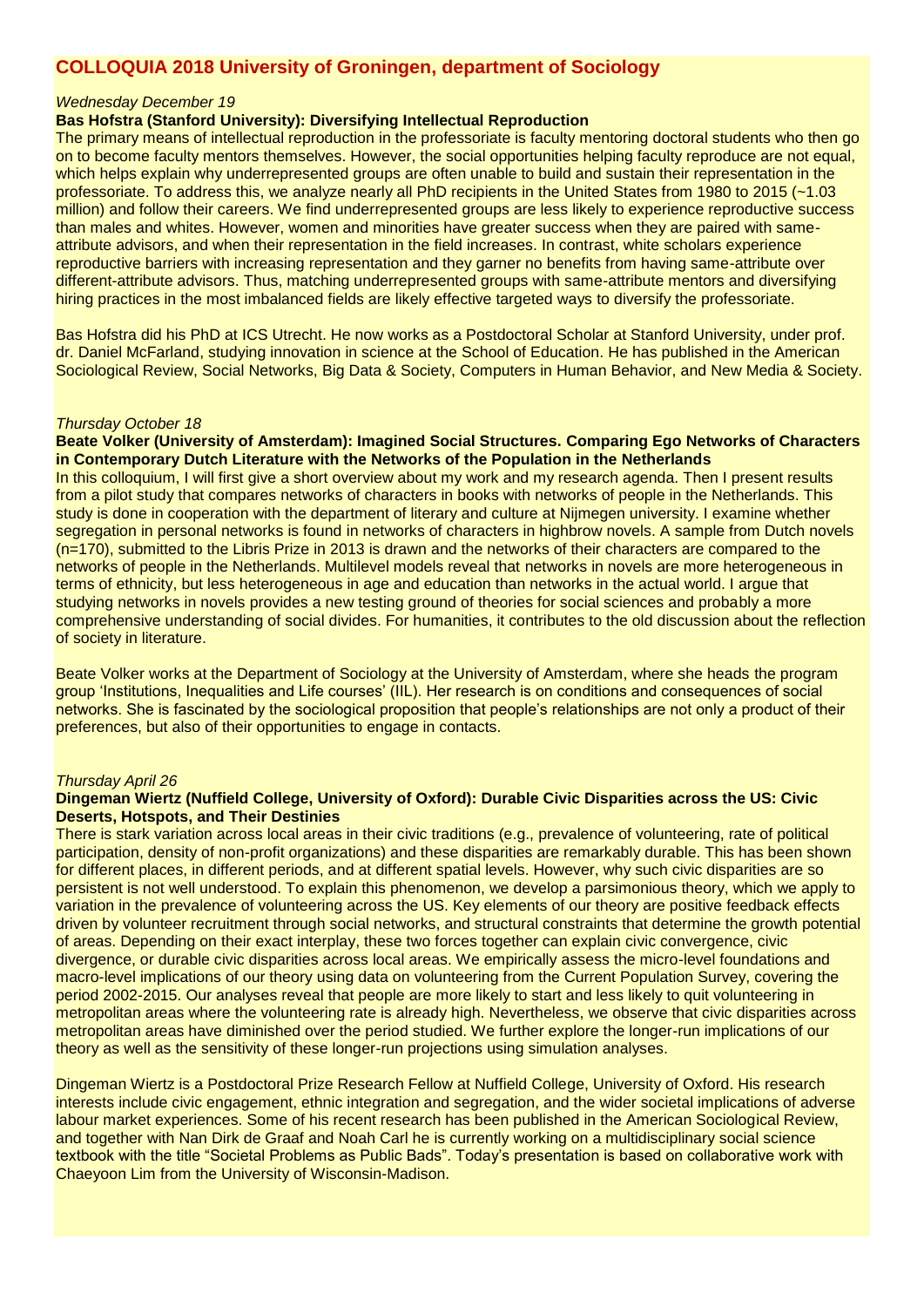# COLLOQUIA 2018 University of Groningen, department of Sociology

*Wednesday December 19*

**Bas Hofstra (Stanford University): Diversifying Intellectual Reproduction**

The primary means of intellectual reproduction in the professoriate is faculty mentoring doctoral students who then go on to become faculty mentors themselves. However, the social opportunities helping faculty reproduce are not equal, which helps explain why underrepresented groups are often unable to build and sustain their representation in the professoriate. To address this, we analyze nearly all PhD recipients in the United States from 1980 to 2015 (~1.03 million) and follow their careers. We find underrepresented groups are less likely to experience reproductive success than males and whites. However, women and minorities have greater success when they are paired with same-attribute advisors, and when their representation in the field increases. In contrast, white scholars experience reproductive barriers with increasing representation and they garner no benefits from having same-attribute over different-attribute advisors. Thus, matching underrepresented groups with same-attribute mentors and diversifying hiring practices in the most imbalanced fields are likely effective targeted ways to diversify the professoriate.

Bas Hofstra did his PhD at ICS Utrecht. He now works as a Postdoctoral Scholar at Stanford University, under prof. dr. Daniel McFarland, studying innovation in science at the School of Education. He has published in the American Sociological Review, Social Networks, Big Data & Society, Computers in Human Behavior, and New Media & Society.

*Thursday October 18*

**Beate Volker (University of Amsterdam): Imagined Social Structures. Comparing Ego Networks of Characters in Contemporary Dutch Literature with the Networks of the Population in the Netherlands**

In this colloquium, I will first give a short overview about my work and my research agenda. Then I present results from a pilot study that compares networks of characters in books with networks of people in the Netherlands. This study is done in cooperation with the department of literary and culture at Nijmegen university. I examine whether segregation in personal networks is found in networks of characters in highbrow novels. A sample from Dutch novels (n=170), submitted to the Libris Prize in 2013 is drawn and the networks of their characters are compared to the networks of people in the Netherlands. Multilevel models reveal that networks in novels are more heterogeneous in terms of ethnicity, but less heterogeneous in age and education than networks in the actual world. I argue that studying networks in novels provides a new testing ground of theories for social sciences and probably a more comprehensive understanding of social divides. For humanities, it contributes to the old discussion about the reflection of society in literature.

Beate Volker works at the Department of Sociology at the University of Amsterdam, where she heads the program group 'Institutions, Inequalities and Life courses' (IIL). Her research is on conditions and consequences of social networks. She is fascinated by the sociological proposition that people's relationships are not only a product of their preferences, but also of their opportunities to engage in contacts.

*Thursday April 26*

**Dingeman Wiertz (Nuffield College, University of Oxford): Durable Civic Disparities across the US: Civic Deserts, Hotspots, and Their Destinies**

There is stark variation across local areas in their civic traditions (e.g., prevalence of volunteering, rate of political participation, density of non-profit organizations) and these disparities are remarkably durable. This has been shown for different places, in different periods, and at different spatial levels. However, why such civic disparities are so persistent is not well understood. To explain this phenomenon, we develop a parsimonious theory, which we apply to variation in the prevalence of volunteering across the US. Key elements of our theory are positive feedback effects driven by volunteer recruitment through social networks, and structural constraints that determine the growth potential of areas. Depending on their exact interplay, these two forces together can explain civic convergence, civic divergence, or durable civic disparities across local areas. We empirically assess the micro-level foundations and macro-level implications of our theory using data on volunteering from the Current Population Survey, covering the period 2002-2015. Our analyses reveal that people are more likely to start and less likely to quit volunteering in metropolitan areas where the volunteering rate is already high. Nevertheless, we observe that civic disparities across metropolitan areas have diminished over the period studied. We further explore the longer-run implications of our theory as well as the sensitivity of these longer-run projections using simulation analyses.

Dingeman Wiertz is a Postdoctoral Prize Research Fellow at Nuffield College, University of Oxford. His research interests include civic engagement, ethnic integration and segregation, and the wider societal implications of adverse labour market experiences. Some of his recent research has been published in the American Sociological Review, and together with Nan Dirk de Graaf and Noah Carl he is currently working on a multidisciplinary social science textbook with the title "Societal Problems as Public Bads". Today's presentation is based on collaborative work with Chaeyoon Lim from the University of Wisconsin-Madison.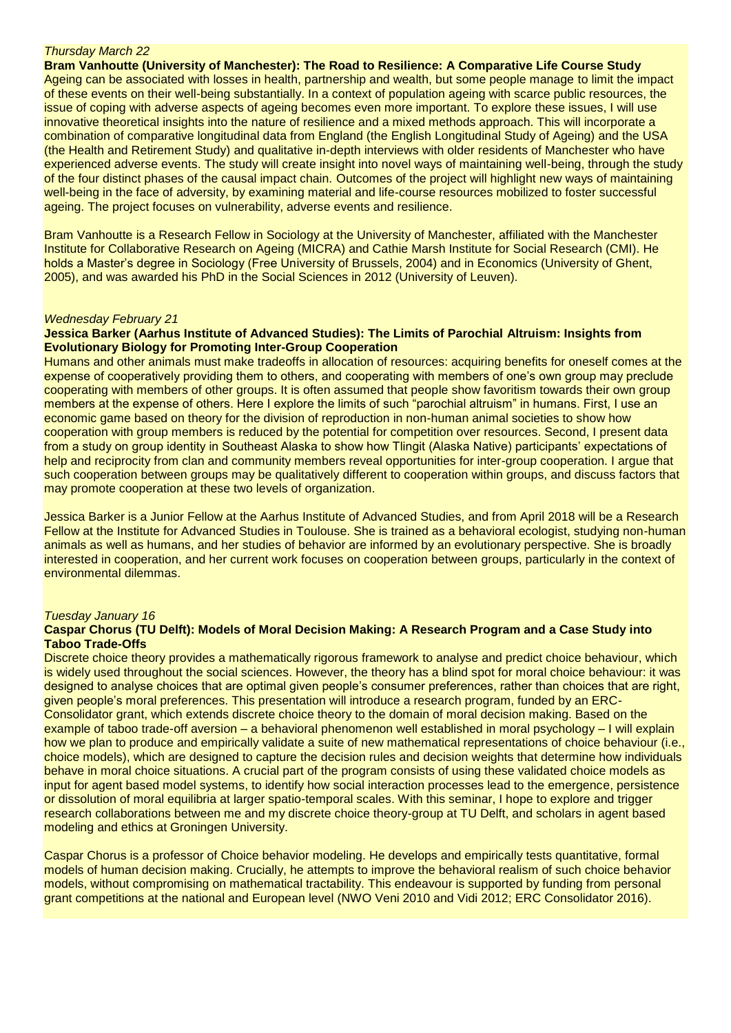*Thursday March 22*

**Bram Vanhoutte (University of Manchester): The Road to Resilience: A Comparative Life Course Study**

Ageing can be associated with losses in health, partnership and wealth, but some people manage to limit the impact of these events on their well-being substantially. In a context of population ageing with scarce public resources, the issue of coping with adverse aspects of ageing becomes even more important. To explore these issues, I will use innovative theoretical insights into the nature of resilience and a mixed methods approach. This will incorporate a combination of comparative longitudinal data from England (the English Longitudinal Study of Ageing) and the USA (the Health and Retirement Study) and qualitative in-depth interviews with older residents of Manchester who have experienced adverse events. The study will create insight into novel ways of maintaining well-being, through the study of the four distinct phases of the causal impact chain. Outcomes of the project will highlight new ways of maintaining well-being in the face of adversity, by examining material and life-course resources mobilized to foster successful ageing. The project focuses on vulnerability, adverse events and resilience.

Bram Vanhoutte is a Research Fellow in Sociology at the University of Manchester, affiliated with the Manchester Institute for Collaborative Research on Ageing (MICRA) and Cathie Marsh Institute for Social Research (CMI). He holds a Master's degree in Sociology (Free University of Brussels, 2004) and in Economics (University of Ghent, 2005), and was awarded his PhD in the Social Sciences in 2012 (University of Leuven).

*Wednesday February 21*

**Jessica Barker (Aarhus Institute of Advanced Studies): The Limits of Parochial Altruism: Insights from Evolutionary Biology for Promoting Inter-Group Cooperation**

Humans and other animals must make tradeoffs in allocation of resources: acquiring benefits for oneself comes at the expense of cooperatively providing them to others, and cooperating with members of one's own group may preclude cooperating with members of other groups. It is often assumed that people show favoritism towards their own group members at the expense of others. Here I explore the limits of such "parochial altruism" in humans. First, I use an economic game based on theory for the division of reproduction in non-human animal societies to show how cooperation with group members is reduced by the potential for competition over resources. Second, I present data from a study on group identity in Southeast Alaska to show how Tlingit (Alaska Native) participants' expectations of help and reciprocity from clan and community members reveal opportunities for inter-group cooperation. I argue that such cooperation between groups may be qualitatively different to cooperation within groups, and discuss factors that may promote cooperation at these two levels of organization.

Jessica Barker is a Junior Fellow at the Aarhus Institute of Advanced Studies, and from April 2018 will be a Research Fellow at the Institute for Advanced Studies in Toulouse. She is trained as a behavioral ecologist, studying non-human animals as well as humans, and her studies of behavior are informed by an evolutionary perspective. She is broadly interested in cooperation, and her current work focuses on cooperation between groups, particularly in the context of environmental dilemmas.

*Tuesday January 16*

**Caspar Chorus (TU Delft): Models of Moral Decision Making: A Research Program and a Case Study into Taboo Trade-Offs**

Discrete choice theory provides a mathematically rigorous framework to analyse and predict choice behaviour, which is widely used throughout the social sciences. However, the theory has a blind spot for moral choice behaviour: it was designed to analyse choices that are optimal given people's consumer preferences, rather than choices that are right, given people's moral preferences. This presentation will introduce a research program, funded by an ERC-Consolidator grant, which extends discrete choice theory to the domain of moral decision making. Based on the example of taboo trade-off aversion – a behavioral phenomenon well established in moral psychology – I will explain how we plan to produce and empirically validate a suite of new mathematical representations of choice behaviour (i.e., choice models), which are designed to capture the decision rules and decision weights that determine how individuals behave in moral choice situations. A crucial part of the program consists of using these validated choice models as input for agent based model systems, to identify how social interaction processes lead to the emergence, persistence or dissolution of moral equilibria at larger spatio-temporal scales. With this seminar, I hope to explore and trigger research collaborations between me and my discrete choice theory-group at TU Delft, and scholars in agent based modeling and ethics at Groningen University.

Caspar Chorus is a professor of Choice behavior modeling. He develops and empirically tests quantitative, formal models of human decision making. Crucially, he attempts to improve the behavioral realism of such choice behavior models, without compromising on mathematical tractability. This endeavour is supported by funding from personal grant competitions at the national and European level (NWO Veni 2010 and Vidi 2012; ERC Consolidator 2016).